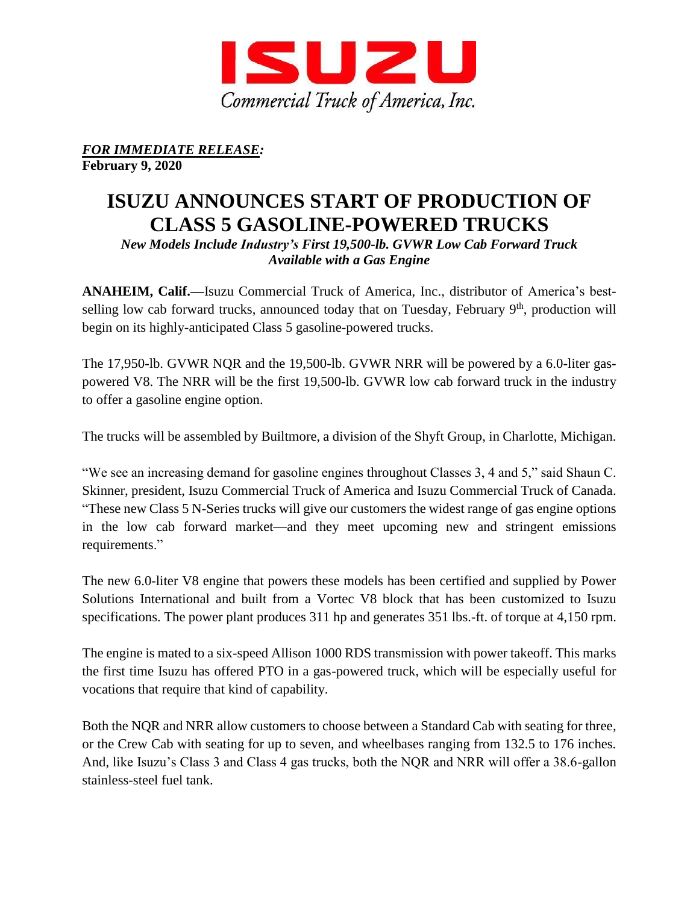# ISUZU

Commercial Truck of America, Inc.

***FOR IMMEDIATE RELEASE:***
**February 9, 2020**

# ISUZU ANNOUNCES START OF PRODUCTION OF CLASS 5 GASOLINE-POWERED TRUCKS

***New Models Include Industry's First 19,500-lb. GVWR Low Cab Forward Truck Available with a Gas Engine***

**ANAHEIM, Calif.—**Isuzu Commercial Truck of America, Inc., distributor of America's best-selling low cab forward trucks, announced today that on Tuesday, February 9th, production will begin on its highly-anticipated Class 5 gasoline-powered trucks.

The 17,950-lb. GVWR NQR and the 19,500-lb. GVWR NRR will be powered by a 6.0-liter gas-powered V8. The NRR will be the first 19,500-lb. GVWR low cab forward truck in the industry to offer a gasoline engine option.

The trucks will be assembled by Builtmore, a division of the Shyft Group, in Charlotte, Michigan.

"We see an increasing demand for gasoline engines throughout Classes 3, 4 and 5," said Shaun C. Skinner, president, Isuzu Commercial Truck of America and Isuzu Commercial Truck of Canada. "These new Class 5 N-Series trucks will give our customers the widest range of gas engine options in the low cab forward market—and they meet upcoming new and stringent emissions requirements."

The new 6.0-liter V8 engine that powers these models has been certified and supplied by Power Solutions International and built from a Vortec V8 block that has been customized to Isuzu specifications. The power plant produces 311 hp and generates 351 lbs.-ft. of torque at 4,150 rpm.

The engine is mated to a six-speed Allison 1000 RDS transmission with power takeoff. This marks the first time Isuzu has offered PTO in a gas-powered truck, which will be especially useful for vocations that require that kind of capability.

Both the NQR and NRR allow customers to choose between a Standard Cab with seating for three, or the Crew Cab with seating for up to seven, and wheelbases ranging from 132.5 to 176 inches. And, like Isuzu's Class 3 and Class 4 gas trucks, both the NQR and NRR will offer a 38.6-gallon stainless-steel fuel tank.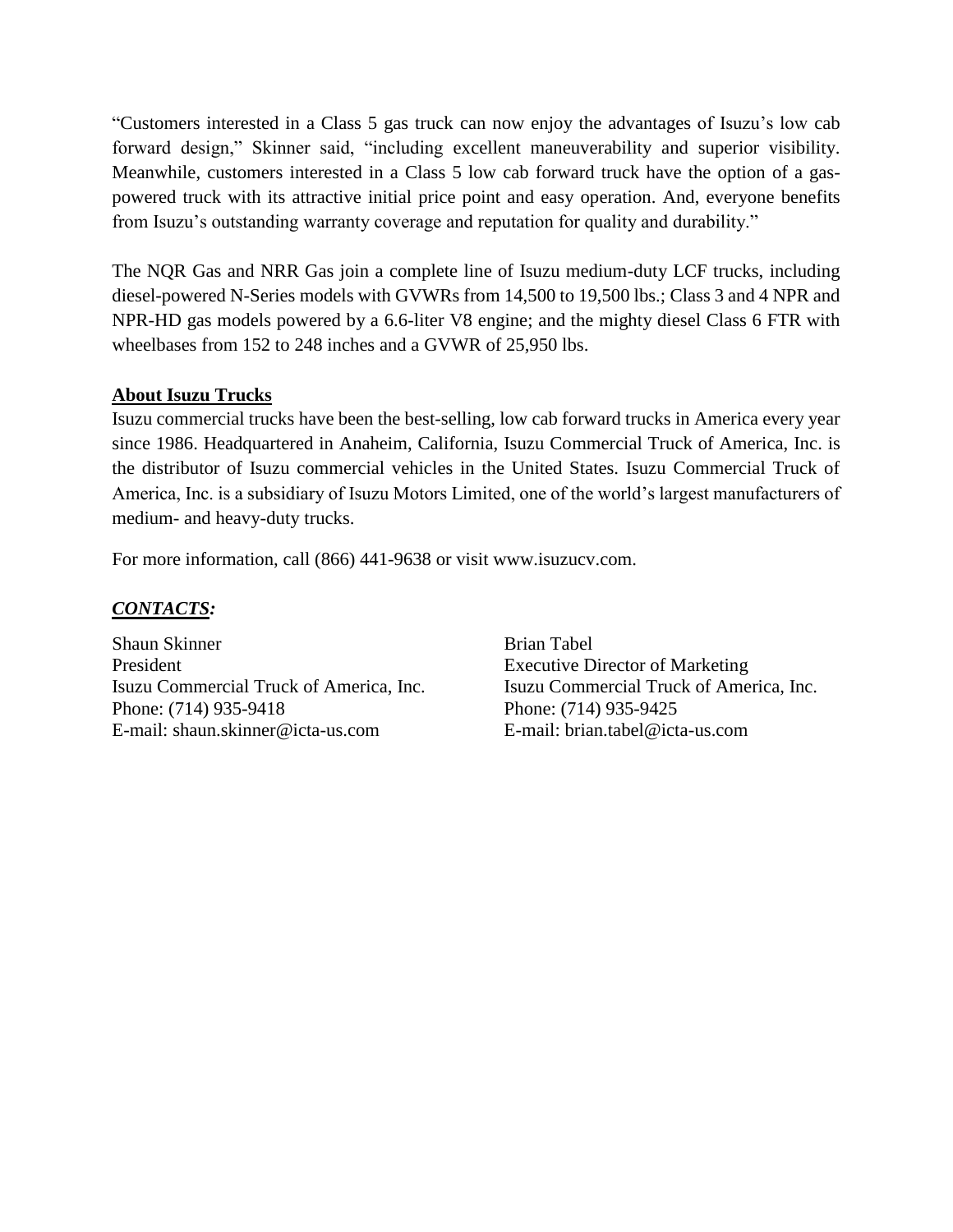"Customers interested in a Class 5 gas truck can now enjoy the advantages of Isuzu's low cab forward design," Skinner said, "including excellent maneuverability and superior visibility. Meanwhile, customers interested in a Class 5 low cab forward truck have the option of a gas-powered truck with its attractive initial price point and easy operation. And, everyone benefits from Isuzu's outstanding warranty coverage and reputation for quality and durability."

The NQR Gas and NRR Gas join a complete line of Isuzu medium-duty LCF trucks, including diesel-powered N-Series models with GVWRs from 14,500 to 19,500 lbs.; Class 3 and 4 NPR and NPR-HD gas models powered by a 6.6-liter V8 engine; and the mighty diesel Class 6 FTR with wheelbases from 152 to 248 inches and a GVWR of 25,950 lbs.

**About Isuzu Trucks**

Isuzu commercial trucks have been the best-selling, low cab forward trucks in America every year since 1986. Headquartered in Anaheim, California, Isuzu Commercial Truck of America, Inc. is the distributor of Isuzu commercial vehicles in the United States. Isuzu Commercial Truck of America, Inc. is a subsidiary of Isuzu Motors Limited, one of the world's largest manufacturers of medium- and heavy-duty trucks.

For more information, call (866) 441-9638 or visit www.isuzucv.com.

***CONTACTS:***

Shaun Skinner
President
Isuzu Commercial Truck of America, Inc.
Phone: (714) 935-9418
E-mail: shaun.skinner@icta-us.com

Brian Tabel
Executive Director of Marketing
Isuzu Commercial Truck of America, Inc.
Phone: (714) 935-9425
E-mail: brian.tabel@icta-us.com